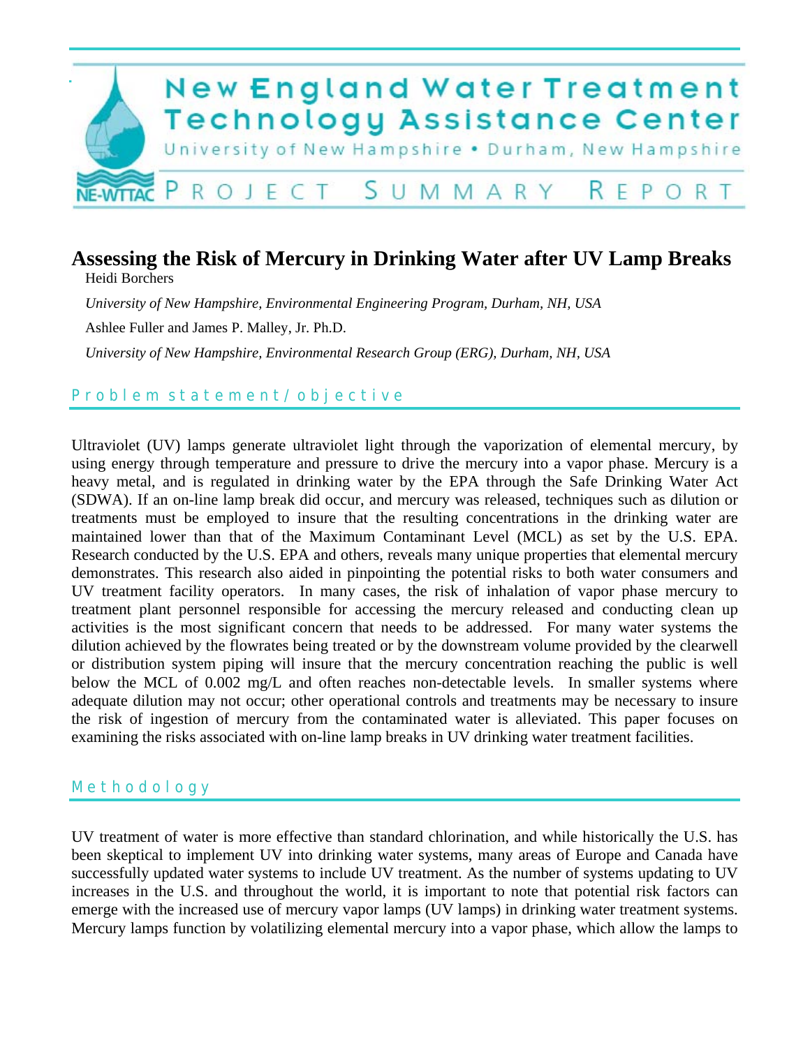# New England Water Treatment Technology Assistance Center

University of New Hampshire • Durham, New Hampshire

NE-WTTAC PROJECT SUMMARY REPORT

## Assessing the Risk of Mercury in Drinking Water after UV Lamp Breaks

Heidi Borchers

*University of New Hampshire, Environmental Engineering Program, Durham, NH, USA*

Ashlee Fuller and James P. Malley, Jr. Ph.D.

*University of New Hampshire, Environmental Research Group (ERG), Durham, NH, USA*

### Problem statement/objective

Ultraviolet (UV) lamps generate ultraviolet light through the vaporization of elemental mercury, by using energy through temperature and pressure to drive the mercury into a vapor phase. Mercury is a heavy metal, and is regulated in drinking water by the EPA through the Safe Drinking Water Act (SDWA). If an on-line lamp break did occur, and mercury was released, techniques such as dilution or treatments must be employed to insure that the resulting concentrations in the drinking water are maintained lower than that of the Maximum Contaminant Level (MCL) as set by the U.S. EPA. Research conducted by the U.S. EPA and others, reveals many unique properties that elemental mercury demonstrates. This research also aided in pinpointing the potential risks to both water consumers and UV treatment facility operators. In many cases, the risk of inhalation of vapor phase mercury to treatment plant personnel responsible for accessing the mercury released and conducting clean up activities is the most significant concern that needs to be addressed. For many water systems the dilution achieved by the flowrates being treated or by the downstream volume provided by the clearwell or distribution system piping will insure that the mercury concentration reaching the public is well below the MCL of 0.002 mg/L and often reaches non-detectable levels. In smaller systems where adequate dilution may not occur; other operational controls and treatments may be necessary to insure the risk of ingestion of mercury from the contaminated water is alleviated. This paper focuses on examining the risks associated with on-line lamp breaks in UV drinking water treatment facilities.

### Methodology

UV treatment of water is more effective than standard chlorination, and while historically the U.S. has been skeptical to implement UV into drinking water systems, many areas of Europe and Canada have successfully updated water systems to include UV treatment. As the number of systems updating to UV increases in the U.S. and throughout the world, it is important to note that potential risk factors can emerge with the increased use of mercury vapor lamps (UV lamps) in drinking water treatment systems. Mercury lamps function by volatilizing elemental mercury into a vapor phase, which allow the lamps to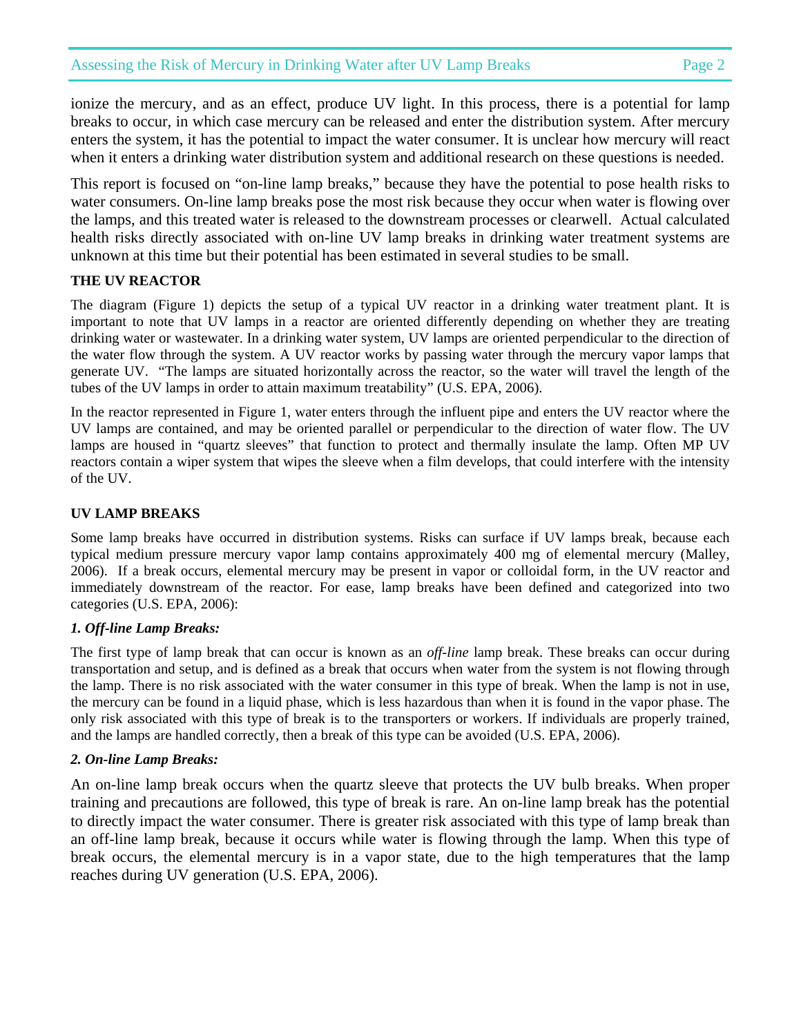ionize the mercury, and as an effect, produce UV light. In this process, there is a potential for lamp breaks to occur, in which case mercury can be released and enter the distribution system. After mercury enters the system, it has the potential to impact the water consumer. It is unclear how mercury will react when it enters a drinking water distribution system and additional research on these questions is needed.

This report is focused on "on-line lamp breaks," because they have the potential to pose health risks to water consumers. On-line lamp breaks pose the most risk because they occur when water is flowing over the lamps, and this treated water is released to the downstream processes or clearwell. Actual calculated health risks directly associated with on-line UV lamp breaks in drinking water treatment systems are unknown at this time but their potential has been estimated in several studies to be small.

## THE UV REACTOR

The diagram (Figure 1) depicts the setup of a typical UV reactor in a drinking water treatment plant. It is important to note that UV lamps in a reactor are oriented differently depending on whether they are treating drinking water or wastewater. In a drinking water system, UV lamps are oriented perpendicular to the direction of the water flow through the system. A UV reactor works by passing water through the mercury vapor lamps that generate UV. "The lamps are situated horizontally across the reactor, so the water will travel the length of the tubes of the UV lamps in order to attain maximum treatability" (U.S. EPA, 2006).

In the reactor represented in Figure 1, water enters through the influent pipe and enters the UV reactor where the UV lamps are contained, and may be oriented parallel or perpendicular to the direction of water flow. The UV lamps are housed in "quartz sleeves" that function to protect and thermally insulate the lamp. Often MP UV reactors contain a wiper system that wipes the sleeve when a film develops, that could interfere with the intensity of the UV.

## UV LAMP BREAKS

Some lamp breaks have occurred in distribution systems. Risks can surface if UV lamps break, because each typical medium pressure mercury vapor lamp contains approximately 400 mg of elemental mercury (Malley, 2006). If a break occurs, elemental mercury may be present in vapor or colloidal form, in the UV reactor and immediately downstream of the reactor. For ease, lamp breaks have been defined and categorized into two categories (U.S. EPA, 2006):

### *1. Off-line Lamp Breaks:*

The first type of lamp break that can occur is known as an *off-line* lamp break. These breaks can occur during transportation and setup, and is defined as a break that occurs when water from the system is not flowing through the lamp. There is no risk associated with the water consumer in this type of break. When the lamp is not in use, the mercury can be found in a liquid phase, which is less hazardous than when it is found in the vapor phase. The only risk associated with this type of break is to the transporters or workers. If individuals are properly trained, and the lamps are handled correctly, then a break of this type can be avoided (U.S. EPA, 2006).

### *2. On-line Lamp Breaks:*

An on-line lamp break occurs when the quartz sleeve that protects the UV bulb breaks. When proper training and precautions are followed, this type of break is rare. An on-line lamp break has the potential to directly impact the water consumer. There is greater risk associated with this type of lamp break than an off-line lamp break, because it occurs while water is flowing through the lamp. When this type of break occurs, the elemental mercury is in a vapor state, due to the high temperatures that the lamp reaches during UV generation (U.S. EPA, 2006).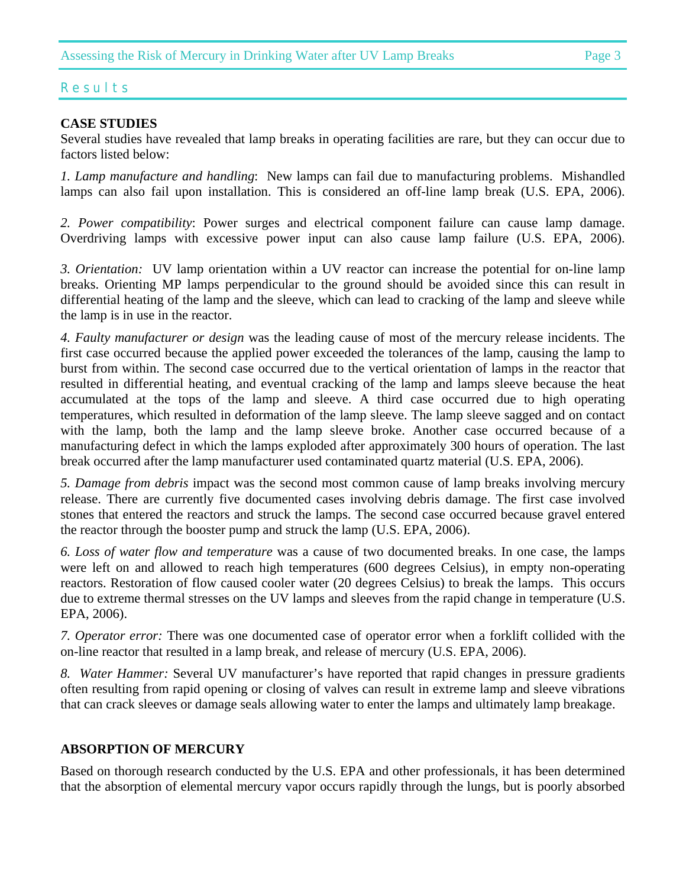## Results

### CASE STUDIES

Several studies have revealed that lamp breaks in operating facilities are rare, but they can occur due to factors listed below:

*1. Lamp manufacture and handling*: New lamps can fail due to manufacturing problems. Mishandled lamps can also fail upon installation. This is considered an off-line lamp break (U.S. EPA, 2006).

*2. Power compatibility*: Power surges and electrical component failure can cause lamp damage. Overdriving lamps with excessive power input can also cause lamp failure (U.S. EPA, 2006).

*3. Orientation:* UV lamp orientation within a UV reactor can increase the potential for on-line lamp breaks. Orienting MP lamps perpendicular to the ground should be avoided since this can result in differential heating of the lamp and the sleeve, which can lead to cracking of the lamp and sleeve while the lamp is in use in the reactor.

*4. Faulty manufacturer or design* was the leading cause of most of the mercury release incidents. The first case occurred because the applied power exceeded the tolerances of the lamp, causing the lamp to burst from within. The second case occurred due to the vertical orientation of lamps in the reactor that resulted in differential heating, and eventual cracking of the lamp and lamps sleeve because the heat accumulated at the tops of the lamp and sleeve. A third case occurred due to high operating temperatures, which resulted in deformation of the lamp sleeve. The lamp sleeve sagged and on contact with the lamp, both the lamp and the lamp sleeve broke. Another case occurred because of a manufacturing defect in which the lamps exploded after approximately 300 hours of operation. The last break occurred after the lamp manufacturer used contaminated quartz material (U.S. EPA, 2006).

*5. Damage from debris* impact was the second most common cause of lamp breaks involving mercury release. There are currently five documented cases involving debris damage. The first case involved stones that entered the reactors and struck the lamps. The second case occurred because gravel entered the reactor through the booster pump and struck the lamp (U.S. EPA, 2006).

*6. Loss of water flow and temperature* was a cause of two documented breaks. In one case, the lamps were left on and allowed to reach high temperatures (600 degrees Celsius), in empty non-operating reactors. Restoration of flow caused cooler water (20 degrees Celsius) to break the lamps. This occurs due to extreme thermal stresses on the UV lamps and sleeves from the rapid change in temperature (U.S. EPA, 2006).

*7. Operator error:* There was one documented case of operator error when a forklift collided with the on-line reactor that resulted in a lamp break, and release of mercury (U.S. EPA, 2006).

*8. Water Hammer:* Several UV manufacturer's have reported that rapid changes in pressure gradients often resulting from rapid opening or closing of valves can result in extreme lamp and sleeve vibrations that can crack sleeves or damage seals allowing water to enter the lamps and ultimately lamp breakage.

### ABSORPTION OF MERCURY

Based on thorough research conducted by the U.S. EPA and other professionals, it has been determined that the absorption of elemental mercury vapor occurs rapidly through the lungs, but is poorly absorbed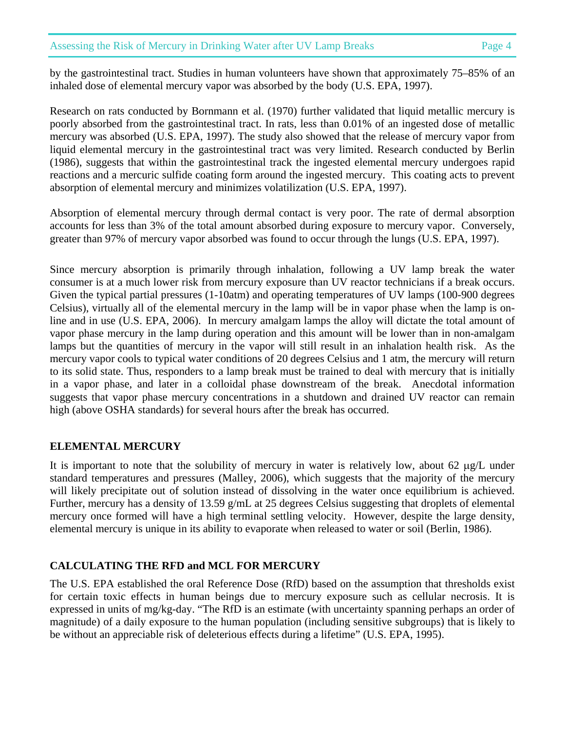by the gastrointestinal tract. Studies in human volunteers have shown that approximately 75–85% of an inhaled dose of elemental mercury vapor was absorbed by the body (U.S. EPA, 1997).

Research on rats conducted by Bornmann et al. (1970) further validated that liquid metallic mercury is poorly absorbed from the gastrointestinal tract. In rats, less than 0.01% of an ingested dose of metallic mercury was absorbed (U.S. EPA, 1997). The study also showed that the release of mercury vapor from liquid elemental mercury in the gastrointestinal tract was very limited. Research conducted by Berlin (1986), suggests that within the gastrointestinal track the ingested elemental mercury undergoes rapid reactions and a mercuric sulfide coating form around the ingested mercury. This coating acts to prevent absorption of elemental mercury and minimizes volatilization (U.S. EPA, 1997).

Absorption of elemental mercury through dermal contact is very poor. The rate of dermal absorption accounts for less than 3% of the total amount absorbed during exposure to mercury vapor. Conversely, greater than 97% of mercury vapor absorbed was found to occur through the lungs (U.S. EPA, 1997).

Since mercury absorption is primarily through inhalation, following a UV lamp break the water consumer is at a much lower risk from mercury exposure than UV reactor technicians if a break occurs. Given the typical partial pressures (1-10atm) and operating temperatures of UV lamps (100-900 degrees Celsius), virtually all of the elemental mercury in the lamp will be in vapor phase when the lamp is on-line and in use (U.S. EPA, 2006). In mercury amalgam lamps the alloy will dictate the total amount of vapor phase mercury in the lamp during operation and this amount will be lower than in non-amalgam lamps but the quantities of mercury in the vapor will still result in an inhalation health risk. As the mercury vapor cools to typical water conditions of 20 degrees Celsius and 1 atm, the mercury will return to its solid state. Thus, responders to a lamp break must be trained to deal with mercury that is initially in a vapor phase, and later in a colloidal phase downstream of the break. Anecdotal information suggests that vapor phase mercury concentrations in a shutdown and drained UV reactor can remain high (above OSHA standards) for several hours after the break has occurred.

## ELEMENTAL MERCURY

It is important to note that the solubility of mercury in water is relatively low, about 62 μg/L under standard temperatures and pressures (Malley, 2006), which suggests that the majority of the mercury will likely precipitate out of solution instead of dissolving in the water once equilibrium is achieved. Further, mercury has a density of 13.59 g/mL at 25 degrees Celsius suggesting that droplets of elemental mercury once formed will have a high terminal settling velocity. However, despite the large density, elemental mercury is unique in its ability to evaporate when released to water or soil (Berlin, 1986).

## CALCULATING THE RFD and MCL FOR MERCURY

The U.S. EPA established the oral Reference Dose (RfD) based on the assumption that thresholds exist for certain toxic effects in human beings due to mercury exposure such as cellular necrosis. It is expressed in units of mg/kg-day. "The RfD is an estimate (with uncertainty spanning perhaps an order of magnitude) of a daily exposure to the human population (including sensitive subgroups) that is likely to be without an appreciable risk of deleterious effects during a lifetime" (U.S. EPA, 1995).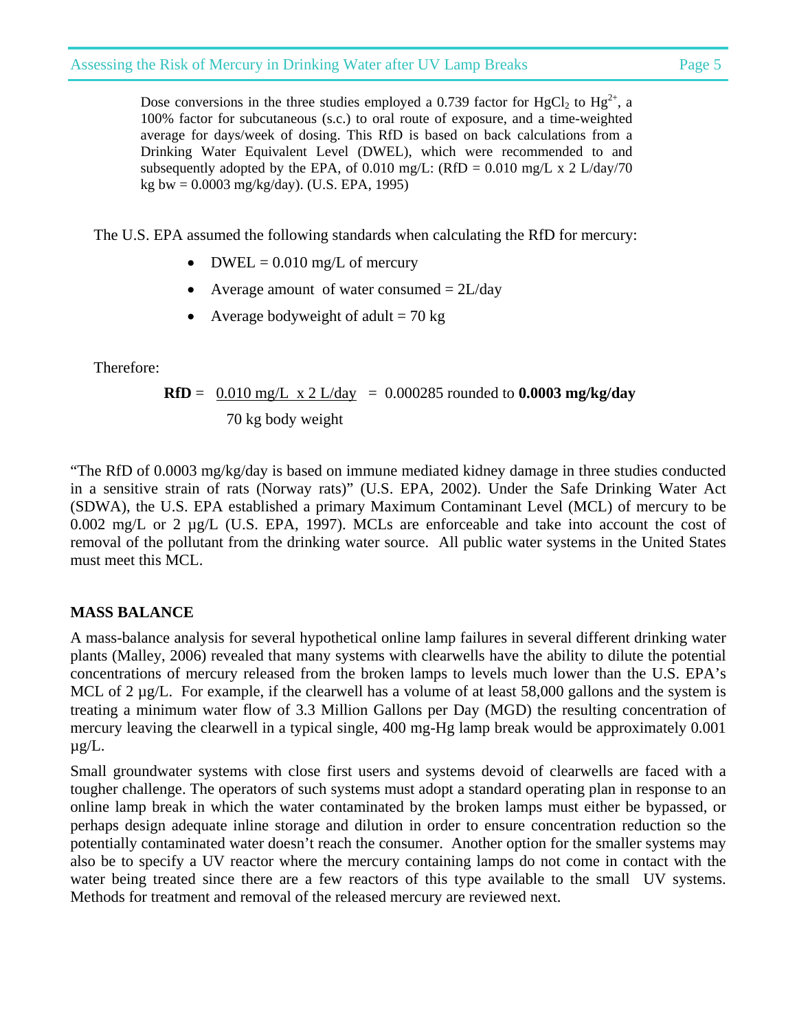> Dose conversions in the three studies employed a 0.739 factor for $HgCl_2$ to $Hg^{2+}$, a 100% factor for subcutaneous (s.c.) to oral route of exposure, and a time-weighted average for days/week of dosing. This RfD is based on back calculations from a Drinking Water Equivalent Level (DWEL), which were recommended to and subsequently adopted by the EPA, of 0.010 mg/L: (RfD = 0.010 mg/L x 2 L/day/70 kg bw = 0.0003 mg/kg/day). (U.S. EPA, 1995)

The U.S. EPA assumed the following standards when calculating the RfD for mercury:

- DWEL = 0.010 mg/L of mercury
- Average amount of water consumed = 2L/day
- Average bodyweight of adult = 70 kg

Therefore:

$$\textbf{RfD} = \frac{0.010 \text{ mg/L} \times 2 \text{ L/day}}{70 \text{ kg body weight}} = 0.000285 \text{ rounded to } \textbf{0.0003 mg/kg/day}$$

"The RfD of 0.0003 mg/kg/day is based on immune mediated kidney damage in three studies conducted in a sensitive strain of rats (Norway rats)" (U.S. EPA, 2002). Under the Safe Drinking Water Act (SDWA), the U.S. EPA established a primary Maximum Contaminant Level (MCL) of mercury to be 0.002 mg/L or 2 µg/L (U.S. EPA, 1997). MCLs are enforceable and take into account the cost of removal of the pollutant from the drinking water source. All public water systems in the United States must meet this MCL.

## MASS BALANCE

A mass-balance analysis for several hypothetical online lamp failures in several different drinking water plants (Malley, 2006) revealed that many systems with clearwells have the ability to dilute the potential concentrations of mercury released from the broken lamps to levels much lower than the U.S. EPA's MCL of 2 µg/L. For example, if the clearwell has a volume of at least 58,000 gallons and the system is treating a minimum water flow of 3.3 Million Gallons per Day (MGD) the resulting concentration of mercury leaving the clearwell in a typical single, 400 mg-Hg lamp break would be approximately 0.001 µg/L.

Small groundwater systems with close first users and systems devoid of clearwells are faced with a tougher challenge. The operators of such systems must adopt a standard operating plan in response to an online lamp break in which the water contaminated by the broken lamps must either be bypassed, or perhaps design adequate inline storage and dilution in order to ensure concentration reduction so the potentially contaminated water doesn't reach the consumer. Another option for the smaller systems may also be to specify a UV reactor where the mercury containing lamps do not come in contact with the water being treated since there are a few reactors of this type available to the small UV systems. Methods for treatment and removal of the released mercury are reviewed next.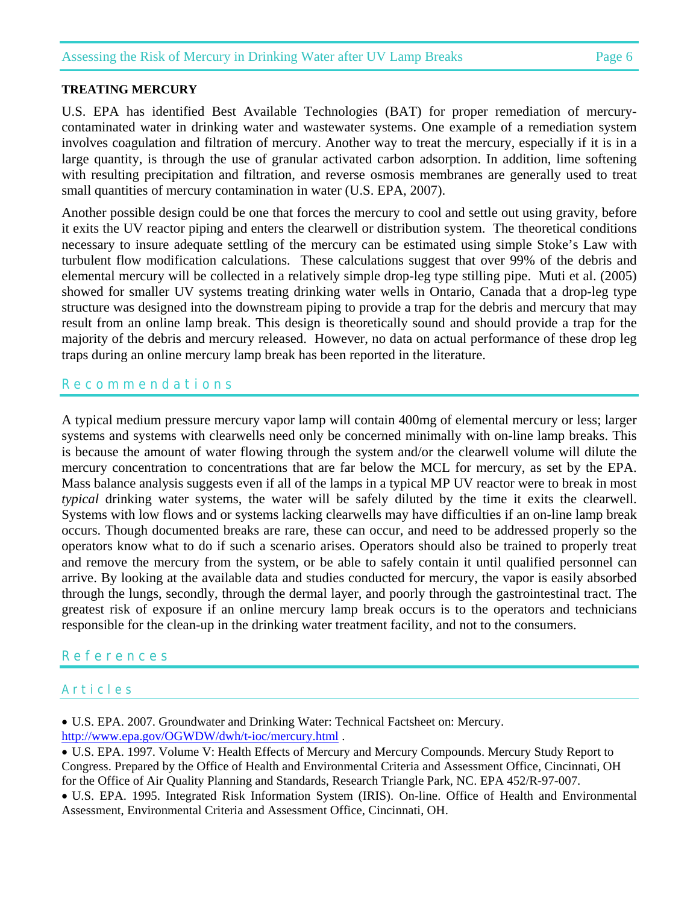## TREATING MERCURY

U.S. EPA has identified Best Available Technologies (BAT) for proper remediation of mercury-contaminated water in drinking water and wastewater systems. One example of a remediation system involves coagulation and filtration of mercury. Another way to treat the mercury, especially if it is in a large quantity, is through the use of granular activated carbon adsorption. In addition, lime softening with resulting precipitation and filtration, and reverse osmosis membranes are generally used to treat small quantities of mercury contamination in water (U.S. EPA, 2007).

Another possible design could be one that forces the mercury to cool and settle out using gravity, before it exits the UV reactor piping and enters the clearwell or distribution system. The theoretical conditions necessary to insure adequate settling of the mercury can be estimated using simple Stoke's Law with turbulent flow modification calculations. These calculations suggest that over 99% of the debris and elemental mercury will be collected in a relatively simple drop-leg type stilling pipe. Muti et al. (2005) showed for smaller UV systems treating drinking water wells in Ontario, Canada that a drop-leg type structure was designed into the downstream piping to provide a trap for the debris and mercury that may result from an online lamp break. This design is theoretically sound and should provide a trap for the majority of the debris and mercury released. However, no data on actual performance of these drop leg traps during an online mercury lamp break has been reported in the literature.

## Recommendations

A typical medium pressure mercury vapor lamp will contain 400mg of elemental mercury or less; larger systems and systems with clearwells need only be concerned minimally with on-line lamp breaks. This is because the amount of water flowing through the system and/or the clearwell volume will dilute the mercury concentration to concentrations that are far below the MCL for mercury, as set by the EPA. Mass balance analysis suggests even if all of the lamps in a typical MP UV reactor were to break in most *typical* drinking water systems, the water will be safely diluted by the time it exits the clearwell. Systems with low flows and or systems lacking clearwells may have difficulties if an on-line lamp break occurs. Though documented breaks are rare, these can occur, and need to be addressed properly so the operators know what to do if such a scenario arises. Operators should also be trained to properly treat and remove the mercury from the system, or be able to safely contain it until qualified personnel can arrive. By looking at the available data and studies conducted for mercury, the vapor is easily absorbed through the lungs, secondly, through the dermal layer, and poorly through the gastrointestinal tract. The greatest risk of exposure if an online mercury lamp break occurs is to the operators and technicians responsible for the clean-up in the drinking water treatment facility, and not to the consumers.

## References

### Articles

- U.S. EPA. 2007. Groundwater and Drinking Water: Technical Factsheet on: Mercury. http://www.epa.gov/OGWDW/dwh/t-ioc/mercury.html .
- U.S. EPA. 1997. Volume V: Health Effects of Mercury and Mercury Compounds. Mercury Study Report to Congress. Prepared by the Office of Health and Environmental Criteria and Assessment Office, Cincinnati, OH for the Office of Air Quality Planning and Standards, Research Triangle Park, NC. EPA 452/R-97-007.
- U.S. EPA. 1995. Integrated Risk Information System (IRIS). On-line. Office of Health and Environmental Assessment, Environmental Criteria and Assessment Office, Cincinnati, OH.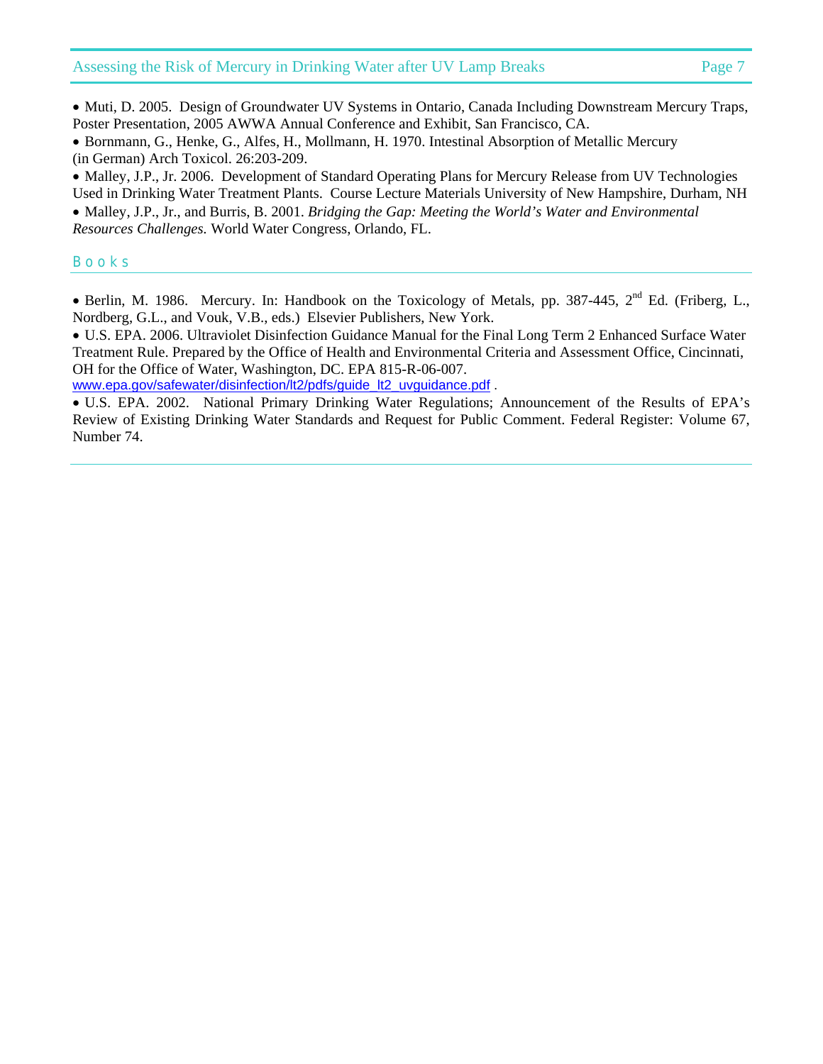- Muti, D. 2005. Design of Groundwater UV Systems in Ontario, Canada Including Downstream Mercury Traps, Poster Presentation, 2005 AWWA Annual Conference and Exhibit, San Francisco, CA.
- Bornmann, G., Henke, G., Alfes, H., Mollmann, H. 1970. Intestinal Absorption of Metallic Mercury (in German) Arch Toxicol. 26:203-209.
- Malley, J.P., Jr. 2006. Development of Standard Operating Plans for Mercury Release from UV Technologies Used in Drinking Water Treatment Plants. Course Lecture Materials University of New Hampshire, Durham, NH
- Malley, J.P., Jr., and Burris, B. 2001. *Bridging the Gap: Meeting the World's Water and Environmental Resources Challenges.* World Water Congress, Orlando, FL.

## Books

- Berlin, M. 1986. Mercury. In: Handbook on the Toxicology of Metals, pp. 387-445, 2nd Ed. (Friberg, L., Nordberg, G.L., and Vouk, V.B., eds.) Elsevier Publishers, New York.
- U.S. EPA. 2006. Ultraviolet Disinfection Guidance Manual for the Final Long Term 2 Enhanced Surface Water Treatment Rule. Prepared by the Office of Health and Environmental Criteria and Assessment Office, Cincinnati, OH for the Office of Water, Washington, DC. EPA 815-R-06-007. www.epa.gov/safewater/disinfection/lt2/pdfs/guide_lt2_uvguidance.pdf .
- U.S. EPA. 2002. National Primary Drinking Water Regulations; Announcement of the Results of EPA's Review of Existing Drinking Water Standards and Request for Public Comment. Federal Register: Volume 67, Number 74.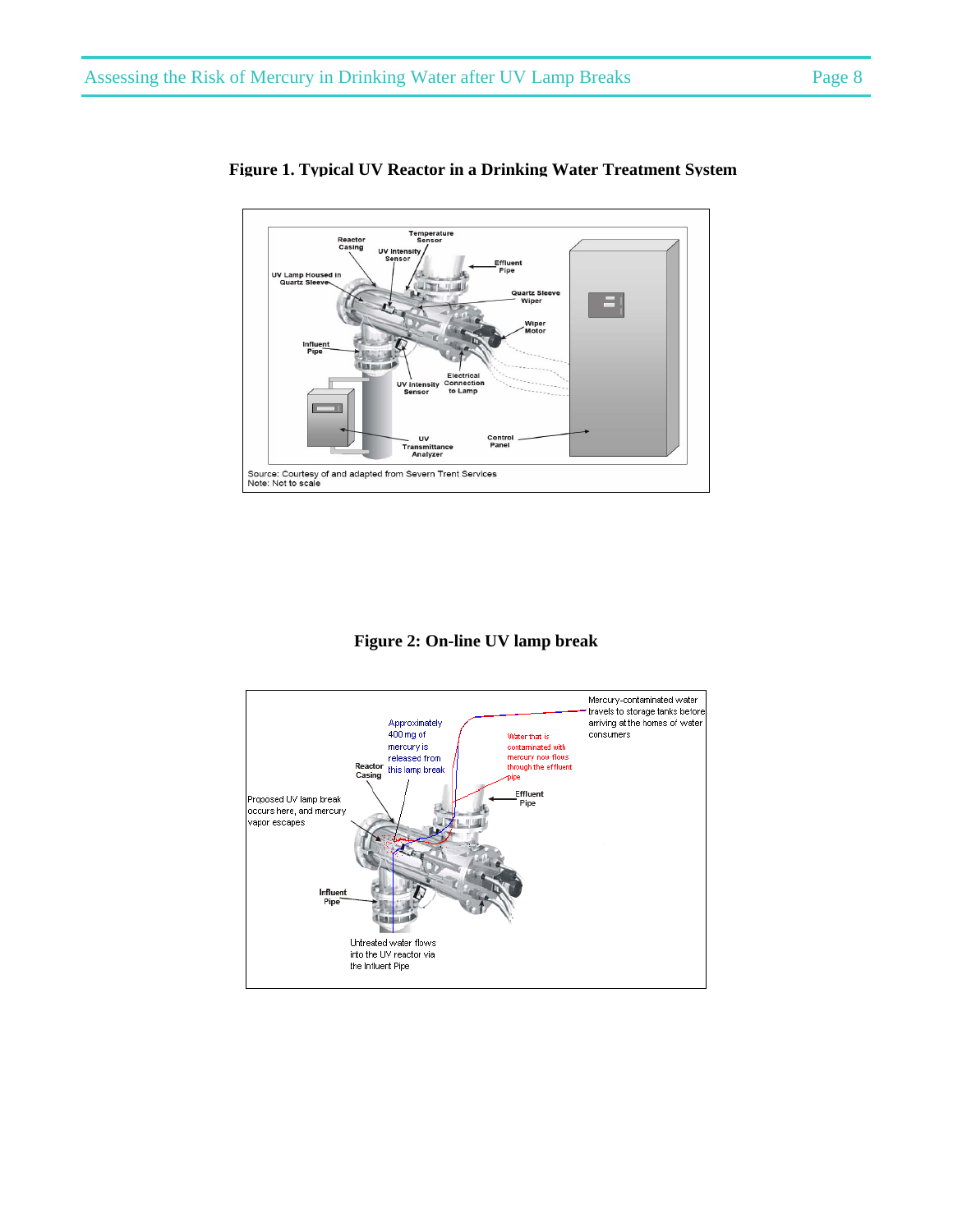**Figure 1. Typical UV Reactor in a Drinking Water Treatment System**

Reactor Casing
Temperature Sensor
UV Intensity Sensor
Effluent Pipe
UV Lamp Housed in Quartz Sleeve
Quartz Sleeve Wiper
Wiper Motor
Influent Pipe
Electrical Connection to Lamp
UV Intensity Sensor
UV Transmittance Analyzer
Control Panel

Source: Courtesy of and adapted from Severn Trent Services
Note: Not to scale

**Figure 2: On-line UV lamp break**

Mercury-contaminated water travels to storage tanks before arriving at the homes of water consumers
Approximately 400 mg of mercury is released from this lamp break
Water that is contaminated with mercury now flows through the effluent pipe
Reactor Casing
Effluent Pipe
Proposed UV lamp break occurs here, and mercury vapor escapes
Influent Pipe
Untreated water flows into the UV reactor via the Influent Pipe